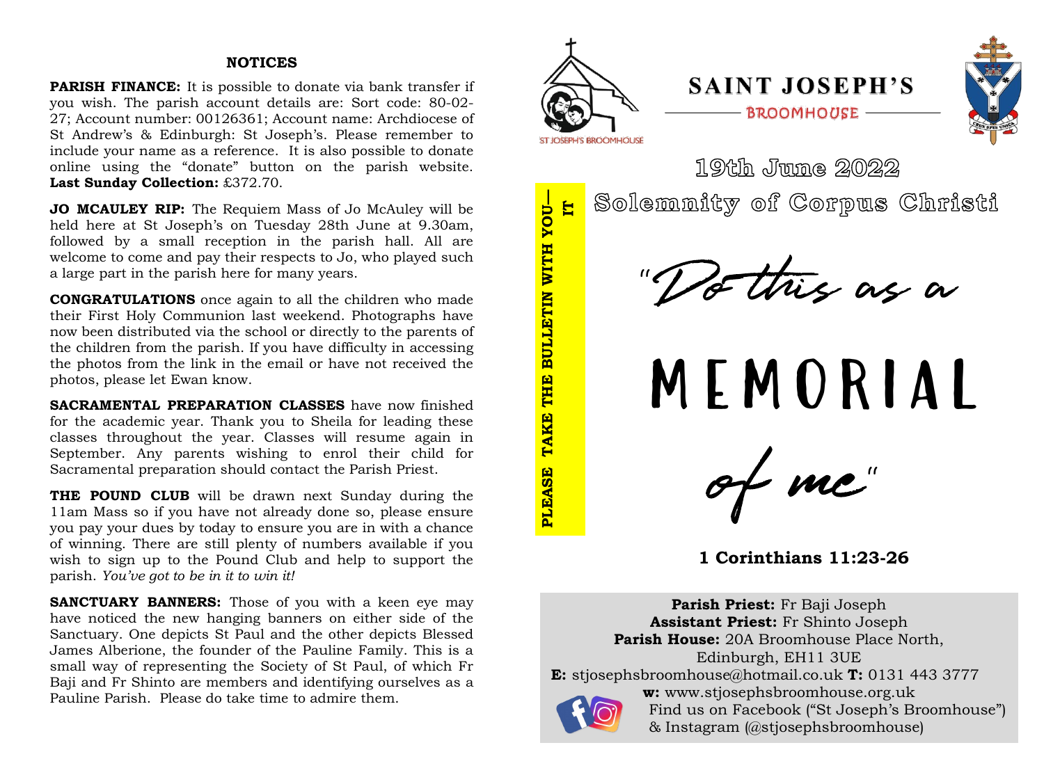## NOTICES

**PARISH FINANCE:** It is possible to donate via bank transfer if you wish. The parish account details are: Sort code: 80-02-27; Account number: 00126361; Account name: Archdiocese of St Andrew's & Edinburgh: St Joseph's. Please remember to include your name as a reference. It is also possible to donate online using the "donate" button on the parish website. **Last Sunday Collection:** £372.70.

**JO MCAULEY RIP:** The Requiem Mass of Jo McAuley will be held here at St Joseph's on Tuesday 28th June at 9.30am, followed by a small reception in the parish hall. All are welcome to come and pay their respects to Jo, who played such a large part in the parish here for many years.

**CONGRATULATIONS** once again to all the children who made their First Holy Communion last weekend. Photographs have now been distributed via the school or directly to the parents of the children from the parish. If you have difficulty in accessing the photos from the link in the email or have not received the photos, please let Ewan know.

**SACRAMENTAL PREPARATION CLASSES** have now finished for the academic year. Thank you to Sheila for leading these classes throughout the year. Classes will resume again in September. Any parents wishing to enrol their child for Sacramental preparation should contact the Parish Priest.

**THE POUND CLUB** will be drawn next Sunday during the 11am Mass so if you have not already done so, please ensure you pay your dues by today to ensure you are in with a chance of winning. There are still plenty of numbers available if you wish to sign up to the Pound Club and help to support the parish. *You've got to be in it to win it!*

**SANCTUARY BANNERS:** Those of you with a keen eye may have noticed the new hanging banners on either side of the Sanctuary. One depicts St Paul and the other depicts Blessed James Alberione, the founder of the Pauline Family. This is a small way of representing the Society of St Paul, of which Fr Baji and Fr Shinto are members and identifying ourselves as a Pauline Parish. Please do take time to admire them.

ST JOSEPH'S BROOMHOUSE

# SAINT JOSEPH'S

BROOMHOUSE

**PLEASE TAKE THE BULLETIN WITH YOU—IT**

## 19th June 2022

## Solemnity of Corpus Christi

"Do this as a

# MEMORIAL

of me"

**1 Corinthians 11:23-26**

**Parish Priest:** Fr Baji Joseph
**Assistant Priest:** Fr Shinto Joseph
**Parish House:** 20A Broomhouse Place North, Edinburgh, EH11 3UE
**E:** stjosephsbroomhouse@hotmail.co.uk **T:** 0131 443 3777
**w:** www.stjosephsbroomhouse.org.uk
Find us on Facebook ("St Joseph's Broomhouse") & Instagram (@stjosephsbroomhouse)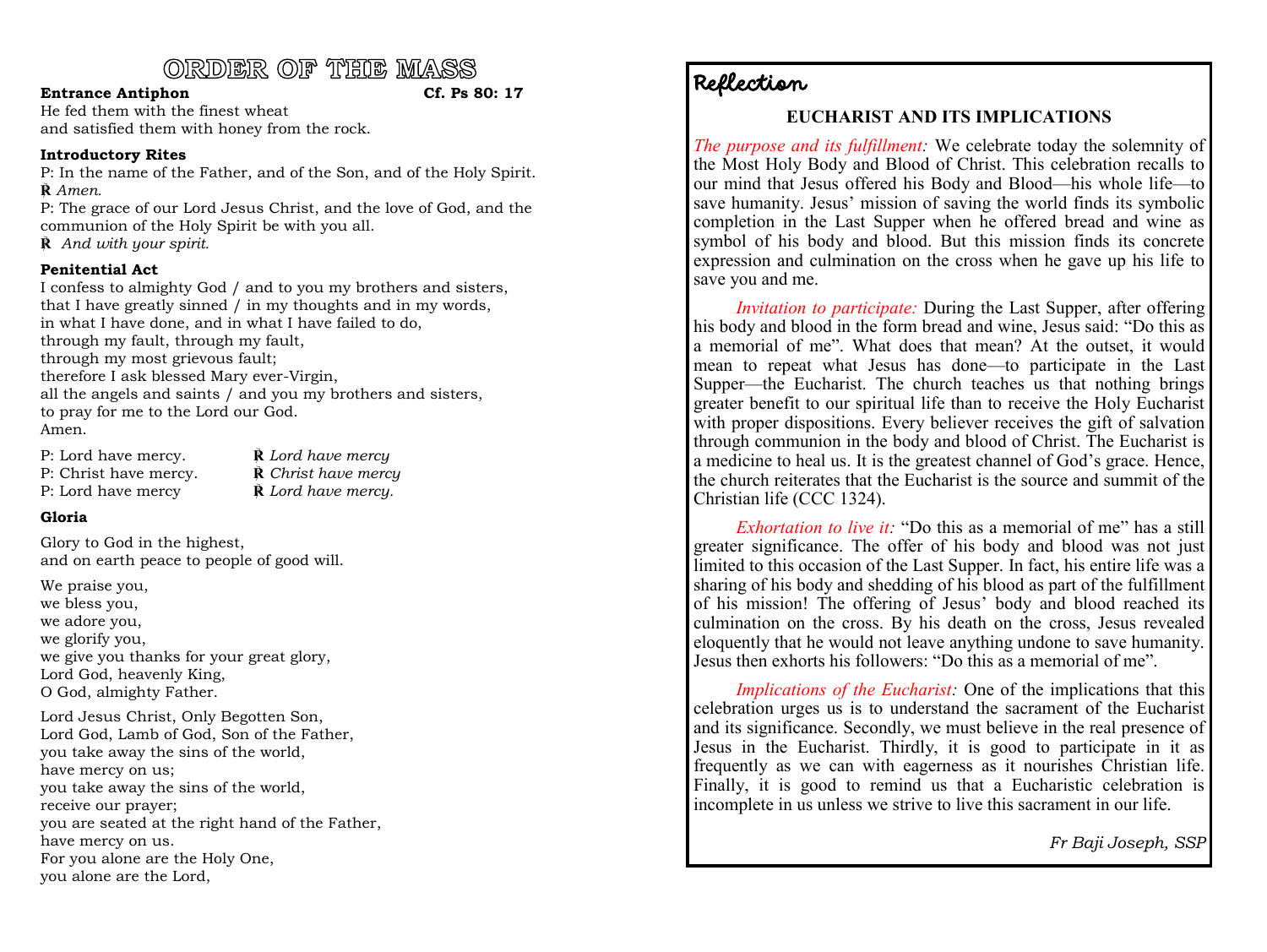# ORDER OF THE MASS

**Entrance Antiphon** **Cf. Ps 80: 17**

He fed them with the finest wheat
and satisfied them with honey from the rock.

**Introductory Rites**

P: In the name of the Father, and of the Son, and of the Holy Spirit.
℟ *Amen.*
P: The grace of our Lord Jesus Christ, and the love of God, and the communion of the Holy Spirit be with you all.
℟ *And with your spirit.*

**Penitential Act**

I confess to almighty God / and to you my brothers and sisters,
that I have greatly sinned / in my thoughts and in my words,
in what I have done, and in what I have failed to do,
through my fault, through my fault,
through my most grievous fault;
therefore I ask blessed Mary ever-Virgin,
all the angels and saints / and you my brothers and sisters,
to pray for me to the Lord our God.
Amen.

P: Lord have mercy. ℟ *Lord have mercy*
P: Christ have mercy. ℟ *Christ have mercy*
P: Lord have mercy ℟ *Lord have mercy.*

**Gloria**

Glory to God in the highest,
and on earth peace to people of good will.

We praise you,
we bless you,
we adore you,
we glorify you,
we give you thanks for your great glory,
Lord God, heavenly King,
O God, almighty Father.

Lord Jesus Christ, Only Begotten Son,
Lord God, Lamb of God, Son of the Father,
you take away the sins of the world,
have mercy on us;
you take away the sins of the world,
receive our prayer;
you are seated at the right hand of the Father,
have mercy on us.
For you alone are the Holy One,
you alone are the Lord,

## Reflection

### EUCHARIST AND ITS IMPLICATIONS

*The purpose and its fulfillment:* We celebrate today the solemnity of the Most Holy Body and Blood of Christ. This celebration recalls to our mind that Jesus offered his Body and Blood—his whole life—to save humanity. Jesus' mission of saving the world finds its symbolic completion in the Last Supper when he offered bread and wine as symbol of his body and blood. But this mission finds its concrete expression and culmination on the cross when he gave up his life to save you and me.

*Invitation to participate:* During the Last Supper, after offering his body and blood in the form bread and wine, Jesus said: "Do this as a memorial of me". What does that mean? At the outset, it would mean to repeat what Jesus has done—to participate in the Last Supper—the Eucharist. The church teaches us that nothing brings greater benefit to our spiritual life than to receive the Holy Eucharist with proper dispositions. Every believer receives the gift of salvation through communion in the body and blood of Christ. The Eucharist is a medicine to heal us. It is the greatest channel of God's grace. Hence, the church reiterates that the Eucharist is the source and summit of the Christian life (CCC 1324).

*Exhortation to live it:* "Do this as a memorial of me" has a still greater significance. The offer of his body and blood was not just limited to this occasion of the Last Supper. In fact, his entire life was a sharing of his body and shedding of his blood as part of the fulfillment of his mission! The offering of Jesus' body and blood reached its culmination on the cross. By his death on the cross, Jesus revealed eloquently that he would not leave anything undone to save humanity. Jesus then exhorts his followers: "Do this as a memorial of me".

*Implications of the Eucharist:* One of the implications that this celebration urges us is to understand the sacrament of the Eucharist and its significance. Secondly, we must believe in the real presence of Jesus in the Eucharist. Thirdly, it is good to participate in it as frequently as we can with eagerness as it nourishes Christian life. Finally, it is good to remind us that a Eucharistic celebration is incomplete in us unless we strive to live this sacrament in our life.

*Fr Baji Joseph, SSP*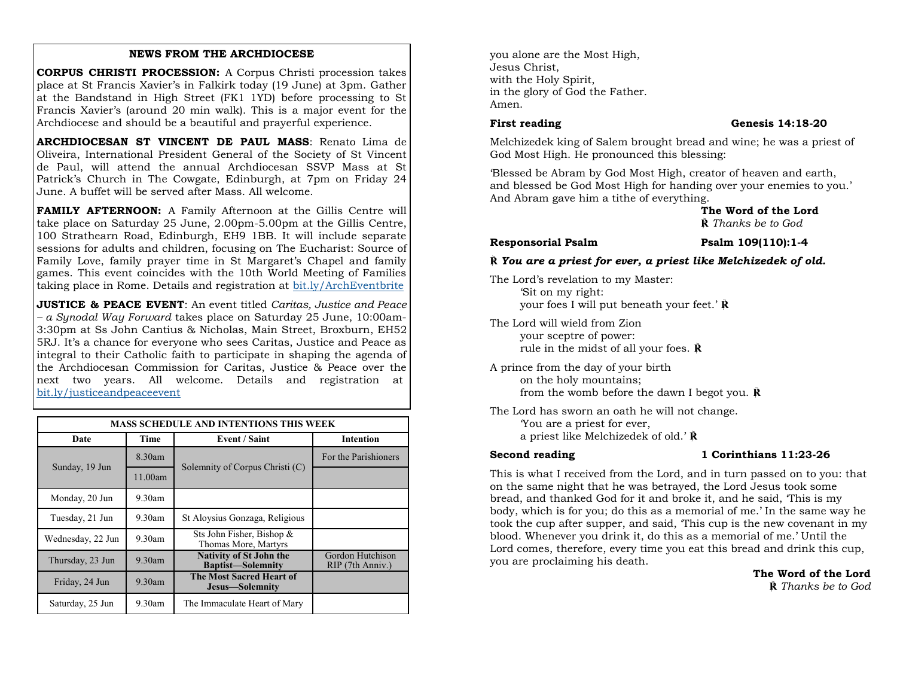## NEWS FROM THE ARCHDIOCESE

**CORPUS CHRISTI PROCESSION:** A Corpus Christi procession takes place at St Francis Xavier's in Falkirk today (19 June) at 3pm. Gather at the Bandstand in High Street (FK1 1YD) before processing to St Francis Xavier's (around 20 min walk). This is a major event for the Archdiocese and should be a beautiful and prayerful experience.

**ARCHDIOCESAN ST VINCENT DE PAUL MASS**: Renato Lima de Oliveira, International President General of the Society of St Vincent de Paul, will attend the annual Archdiocesan SSVP Mass at St Patrick's Church in The Cowgate, Edinburgh, at 7pm on Friday 24 June. A buffet will be served after Mass. All welcome.

**FAMILY AFTERNOON:** A Family Afternoon at the Gillis Centre will take place on Saturday 25 June, 2.00pm-5.00pm at the Gillis Centre, 100 Strathearn Road, Edinburgh, EH9 1BB. It will include separate sessions for adults and children, focusing on The Eucharist: Source of Family Love, family prayer time in St Margaret's Chapel and family games. This event coincides with the 10th World Meeting of Families taking place in Rome. Details and registration at bit.ly/ArchEventbrite

**JUSTICE & PEACE EVENT**: An event titled *Caritas, Justice and Peace – a Synodal Way Forward* takes place on Saturday 25 June, 10:00am-3:30pm at Ss John Cantius & Nicholas, Main Street, Broxburn, EH52 5RJ. It's a chance for everyone who sees Caritas, Justice and Peace as integral to their Catholic faith to participate in shaping the agenda of the Archdiocesan Commission for Caritas, Justice & Peace over the next two years. All welcome. Details and registration at bit.ly/justiceandpeaceevent

**MASS SCHEDULE AND INTENTIONS THIS WEEK**

| Date | Time | Event / Saint | Intention |
|---|---|---|---|
| Sunday, 19 Jun | 8.30am | Solemnity of Corpus Christi (C) | For the Parishioners |
| | 11.00am | | |
| Monday, 20 Jun | 9.30am | | |
| Tuesday, 21 Jun | 9.30am | St Aloysius Gonzaga, Religious | |
| Wednesday, 22 Jun | 9.30am | Sts John Fisher, Bishop & Thomas More, Martyrs | |
| Thursday, 23 Jun | 9.30am | **Nativity of St John the Baptist—Solemnity** | Gordon Hutchison RIP (7th Anniv.) |
| Friday, 24 Jun | 9.30am | **The Most Sacred Heart of Jesus—Solemnity** | |
| Saturday, 25 Jun | 9.30am | The Immaculate Heart of Mary | |

you alone are the Most High,
Jesus Christ,
with the Holy Spirit,
in the glory of God the Father.
Amen.

**First reading** **Genesis 14:18-20**

Melchizedek king of Salem brought bread and wine; he was a priest of God Most High. He pronounced this blessing:

'Blessed be Abram by God Most High, creator of heaven and earth, and blessed be God Most High for handing over your enemies to you.' And Abram gave him a tithe of everything.

**The Word of the Lord**
℟ *Thanks be to God*

**Responsorial Psalm** **Psalm 109(110):1-4**

℟ ***You are a priest for ever, a priest like Melchizedek of old.***

The Lord's revelation to my Master:
'Sit on my right:
your foes I will put beneath your feet.' ℟

The Lord will wield from Zion
your sceptre of power:
rule in the midst of all your foes. ℟

A prince from the day of your birth
on the holy mountains;
from the womb before the dawn I begot you. ℟

The Lord has sworn an oath he will not change.
'You are a priest for ever,
a priest like Melchizedek of old.' ℟

**Second reading** **1 Corinthians 11:23-26**

This is what I received from the Lord, and in turn passed on to you: that on the same night that he was betrayed, the Lord Jesus took some bread, and thanked God for it and broke it, and he said, 'This is my body, which is for you; do this as a memorial of me.' In the same way he took the cup after supper, and said, 'This cup is the new covenant in my blood. Whenever you drink it, do this as a memorial of me.' Until the Lord comes, therefore, every time you eat this bread and drink this cup, you are proclaiming his death.

**The Word of the Lord**
℟ *Thanks be to God*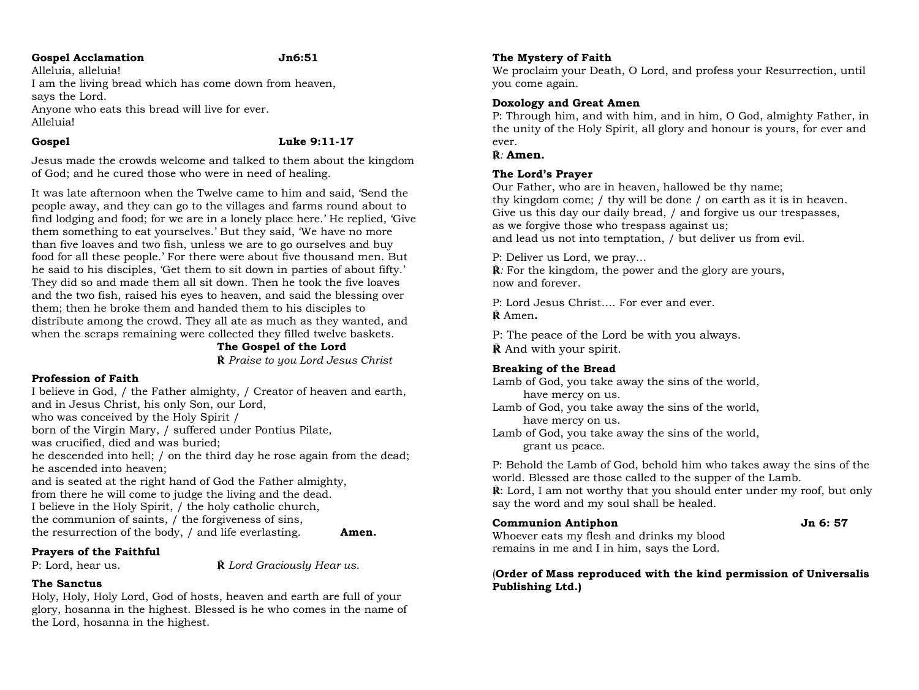**Gospel Acclamation** **Jn6:51**

Alleluia, alleluia!
I am the living bread which has come down from heaven,
says the Lord.
Anyone who eats this bread will live for ever.
Alleluia!

**Gospel** **Luke 9:11-17**

Jesus made the crowds welcome and talked to them about the kingdom of God; and he cured those who were in need of healing.

It was late afternoon when the Twelve came to him and said, 'Send the people away, and they can go to the villages and farms round about to find lodging and food; for we are in a lonely place here.' He replied, 'Give them something to eat yourselves.' But they said, 'We have no more than five loaves and two fish, unless we are to go ourselves and buy food for all these people.' For there were about five thousand men. But he said to his disciples, 'Get them to sit down in parties of about fifty.' They did so and made them all sit down. Then he took the five loaves and the two fish, raised his eyes to heaven, and said the blessing over them; then he broke them and handed them to his disciples to distribute among the crowd. They all ate as much as they wanted, and when the scraps remaining were collected they filled twelve baskets.

**The Gospel of the Lord**
℟ *Praise to you Lord Jesus Christ*

**Profession of Faith**

I believe in God, / the Father almighty, / Creator of heaven and earth,
and in Jesus Christ, his only Son, our Lord,
who was conceived by the Holy Spirit /
born of the Virgin Mary, / suffered under Pontius Pilate,
was crucified, died and was buried;
he descended into hell; / on the third day he rose again from the dead;
he ascended into heaven;
and is seated at the right hand of God the Father almighty,
from there he will come to judge the living and the dead.
I believe in the Holy Spirit, / the holy catholic church,
the communion of saints, / the forgiveness of sins,
the resurrection of the body, / and life everlasting. **Amen.**

**Prayers of the Faithful**

P: Lord, hear us. ℟ *Lord Graciously Hear us.*

**The Sanctus**

Holy, Holy, Holy Lord, God of hosts, heaven and earth are full of your glory, hosanna in the highest. Blessed is he who comes in the name of the Lord, hosanna in the highest.

**The Mystery of Faith**

We proclaim your Death, O Lord, and profess your Resurrection, until you come again.

**Doxology and Great Amen**

P: Through him, and with him, and in him, O God, almighty Father, in the unity of the Holy Spirit, all glory and honour is yours, for ever and ever.
℟*:* **Amen.**

**The Lord's Prayer**

Our Father, who are in heaven, hallowed be thy name;
thy kingdom come; / thy will be done / on earth as it is in heaven.
Give us this day our daily bread, / and forgive us our trespasses,
as we forgive those who trespass against us;
and lead us not into temptation, / but deliver us from evil.

P: Deliver us Lord, we pray…
℟*:* For the kingdom, the power and the glory are yours,
now and forever.

P: Lord Jesus Christ…. For ever and ever.
℟ Amen**.**

P: The peace of the Lord be with you always.
℟ And with your spirit.

**Breaking of the Bread**

Lamb of God, you take away the sins of the world,
have mercy on us.
Lamb of God, you take away the sins of the world,
have mercy on us.
Lamb of God, you take away the sins of the world,
grant us peace.

P: Behold the Lamb of God, behold him who takes away the sins of the world. Blessed are those called to the supper of the Lamb.
℟: Lord, I am not worthy that you should enter under my roof, but only say the word and my soul shall be healed.

**Communion Antiphon** **Jn 6: 57**

Whoever eats my flesh and drinks my blood
remains in me and I in him, says the Lord.

(**Order of Mass reproduced with the kind permission of Universalis Publishing Ltd.)**